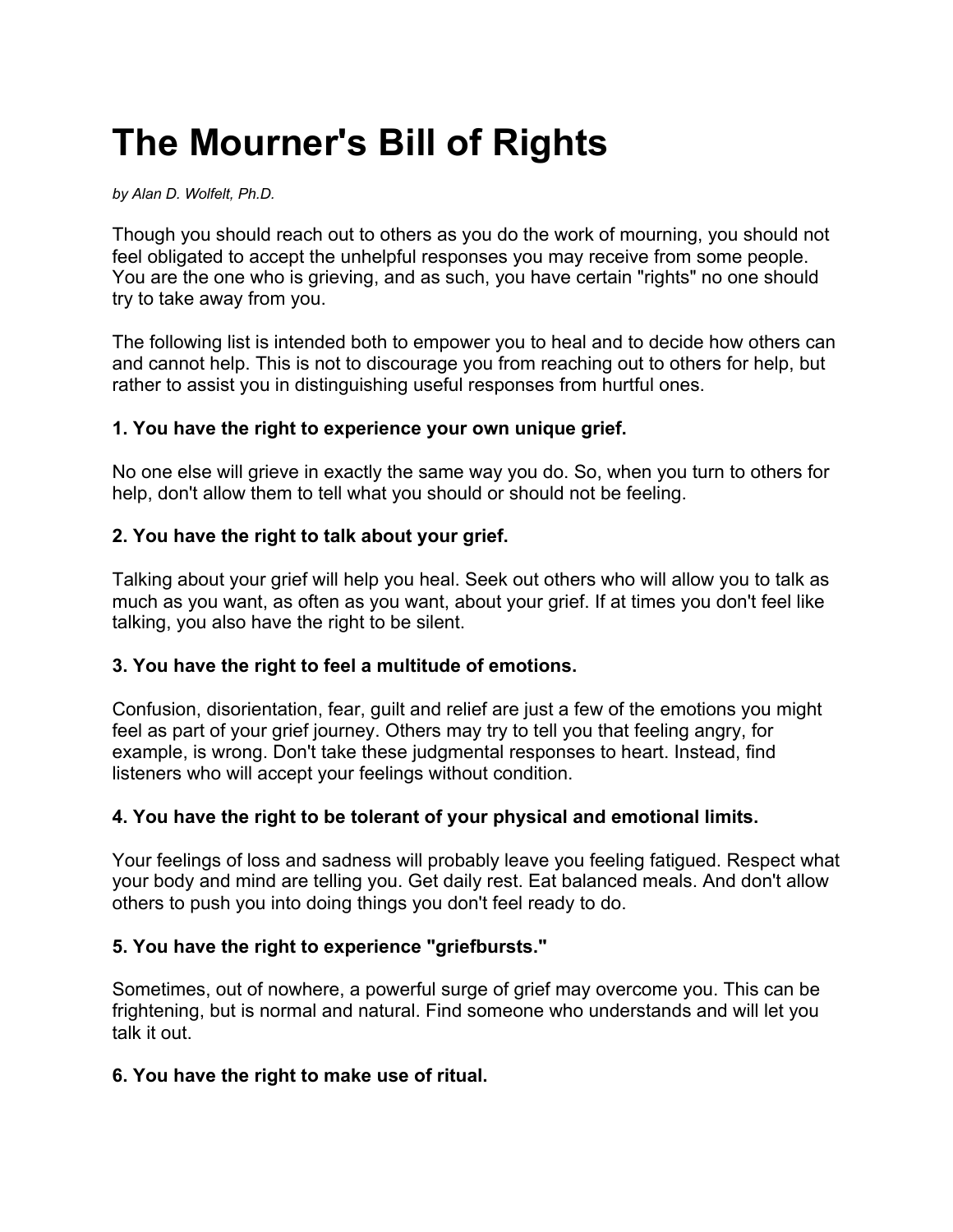# The Mourner's Bill of Rights

*by Alan D. Wolfelt, Ph.D.*

Though you should reach out to others as you do the work of mourning, you should not feel obligated to accept the unhelpful responses you may receive from some people. You are the one who is grieving, and as such, you have certain "rights" no one should try to take away from you.

The following list is intended both to empower you to heal and to decide how others can and cannot help. This is not to discourage you from reaching out to others for help, but rather to assist you in distinguishing useful responses from hurtful ones.

**1. You have the right to experience your own unique grief.**

No one else will grieve in exactly the same way you do. So, when you turn to others for help, don't allow them to tell what you should or should not be feeling.

**2. You have the right to talk about your grief.**

Talking about your grief will help you heal. Seek out others who will allow you to talk as much as you want, as often as you want, about your grief. If at times you don't feel like talking, you also have the right to be silent.

**3. You have the right to feel a multitude of emotions.**

Confusion, disorientation, fear, guilt and relief are just a few of the emotions you might feel as part of your grief journey. Others may try to tell you that feeling angry, for example, is wrong. Don't take these judgmental responses to heart. Instead, find listeners who will accept your feelings without condition.

**4. You have the right to be tolerant of your physical and emotional limits.**

Your feelings of loss and sadness will probably leave you feeling fatigued. Respect what your body and mind are telling you. Get daily rest. Eat balanced meals. And don't allow others to push you into doing things you don't feel ready to do.

**5. You have the right to experience "griefbursts."**

Sometimes, out of nowhere, a powerful surge of grief may overcome you. This can be frightening, but is normal and natural. Find someone who understands and will let you talk it out.

**6. You have the right to make use of ritual.**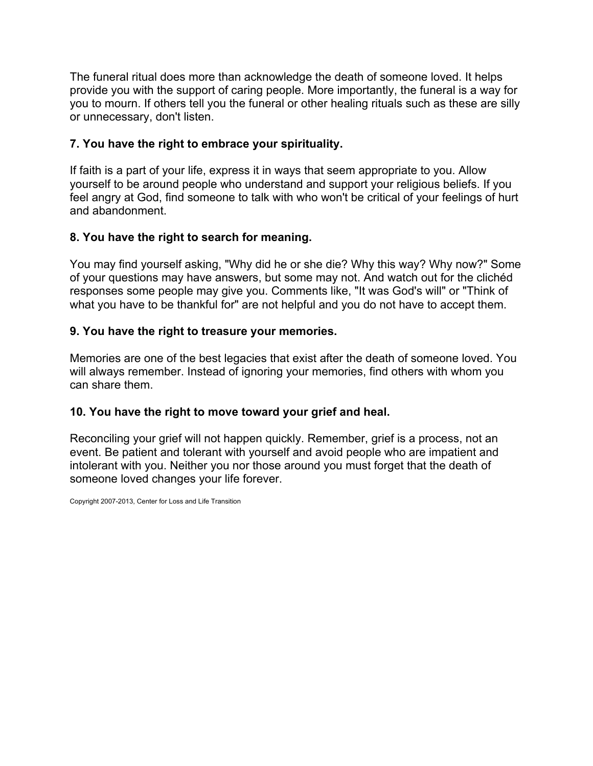The funeral ritual does more than acknowledge the death of someone loved. It helps provide you with the support of caring people. More importantly, the funeral is a way for you to mourn. If others tell you the funeral or other healing rituals such as these are silly or unnecessary, don't listen.

**7. You have the right to embrace your spirituality.**

If faith is a part of your life, express it in ways that seem appropriate to you. Allow yourself to be around people who understand and support your religious beliefs. If you feel angry at God, find someone to talk with who won't be critical of your feelings of hurt and abandonment.

**8. You have the right to search for meaning.**

You may find yourself asking, "Why did he or she die? Why this way? Why now?" Some of your questions may have answers, but some may not. And watch out for the clichéd responses some people may give you. Comments like, "It was God's will" or "Think of what you have to be thankful for" are not helpful and you do not have to accept them.

**9. You have the right to treasure your memories.**

Memories are one of the best legacies that exist after the death of someone loved. You will always remember. Instead of ignoring your memories, find others with whom you can share them.

**10. You have the right to move toward your grief and heal.**

Reconciling your grief will not happen quickly. Remember, grief is a process, not an event. Be patient and tolerant with yourself and avoid people who are impatient and intolerant with you. Neither you nor those around you must forget that the death of someone loved changes your life forever.

Copyright 2007-2013, Center for Loss and Life Transition